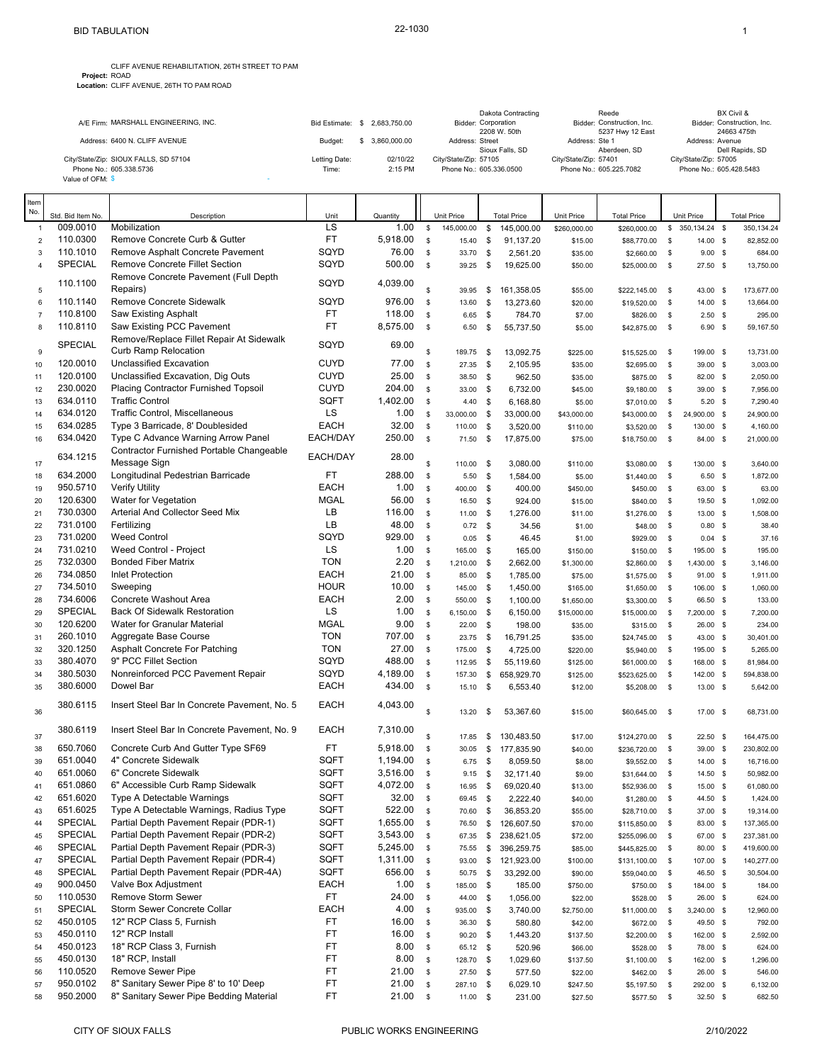# BID TABULATION

22-1030

**Project:** CLIFF AVENUE REHABILITATION, 26TH STREET TO PAM ROAD

**Location:** CLIFF AVENUE, 26TH TO PAM ROAD

A/E Firm: MARSHALL ENGINEERING, INC.
Address: 6400 N. CLIFF AVENUE
City/State/Zip: SIOUX FALLS, SD 57104
Phone No.: 605.338.5736
Value of OFM: $ -

Bid Estimate: $ 2,683,750.00
Budget: $ 3,860,000.00
Letting Date: 02/10/22
Time: 2:15 PM

| | Dakota Contracting Corporation | Reede Construction, Inc. | BX Civil & Construction, Inc. |
|---|---|---|---|
| Address | 2208 W. 50th Street | 5237 Hwy 12 East Ste 1 | 24663 475th Avenue |
| City/State/Zip | Sioux Falls, SD 57105 | Aberdeen, SD 57401 | Dell Rapids, SD 57005 |
| Phone No. | 605.336.0500 | 605.225.7082 | 605.428.5483 |

| Item No. | Std. Bid Item No. | Description | Unit | Quantity | Dakota Contracting Unit Price | Dakota Contracting Total Price | Reede Unit Price | Reede Total Price | BX Civil Unit Price | BX Civil Total Price |
|---|---|---|---|---|---|---|---|---|---|---|
| 1 | 009.0010 | Mobilization | LS | 1.00 | $ 145,000.00 | $ 145,000.00 | $260,000.00 | $260,000.00 | $ 350,134.24 | $ 350,134.24 |
| 2 | 110.0300 | Remove Concrete Curb & Gutter | FT | 5,918.00 | $ 15.40 | $ 91,137.20 | $15.00 | $88,770.00 | $ 14.00 | $ 82,852.00 |
| 3 | 110.1010 | Remove Asphalt Concrete Pavement | SQYD | 76.00 | $ 33.70 | $ 2,561.20 | $35.00 | $2,660.00 | $ 9.00 | $ 684.00 |
| 4 | SPECIAL | Remove Concrete Fillet Section | SQYD | 500.00 | $ 39.25 | $ 19,625.00 | $50.00 | $25,000.00 | $ 27.50 | $ 13,750.00 |
| 5 | 110.1100 | Remove Concrete Pavement (Full Depth Repairs) | SQYD | 4,039.00 | $ 39.95 | $ 161,358.05 | $55.00 | $222,145.00 | $ 43.00 | $ 173,677.00 |
| 6 | 110.1140 | Remove Concrete Sidewalk | SQYD | 976.00 | $ 13.60 | $ 13,273.60 | $20.00 | $19,520.00 | $ 14.00 | $ 13,664.00 |
| 7 | 110.8100 | Saw Existing Asphalt | FT | 118.00 | $ 6.65 | $ 784.70 | $7.00 | $826.00 | $ 2.50 | $ 295.00 |
| 8 | 110.8110 | Saw Existing PCC Pavement | FT | 8,575.00 | $ 6.50 | $ 55,737.50 | $5.00 | $42,875.00 | $ 6.90 | $ 59,167.50 |
| 9 | SPECIAL | Remove/Replace Fillet Repair At Sidewalk Curb Ramp Relocation | SQYD | 69.00 | $ 189.75 | $ 13,092.75 | $225.00 | $15,525.00 | $ 199.00 | $ 13,731.00 |
| 10 | 120.0010 | Unclassified Excavation | CUYD | 77.00 | $ 27.35 | $ 2,105.95 | $35.00 | $2,695.00 | $ 39.00 | $ 3,003.00 |
| 11 | 120.0100 | Unclassified Excavation, Dig Outs | CUYD | 25.00 | $ 38.50 | $ 962.50 | $35.00 | $875.00 | $ 82.00 | $ 2,050.00 |
| 12 | 230.0020 | Placing Contractor Furnished Topsoil | CUYD | 204.00 | $ 33.00 | $ 6,732.00 | $45.00 | $9,180.00 | $ 39.00 | $ 7,956.00 |
| 13 | 634.0110 | Traffic Control | SQFT | 1,402.00 | $ 4.40 | $ 6,168.80 | $5.00 | $7,010.00 | $ 5.20 | $ 7,290.40 |
| 14 | 634.0120 | Traffic Control, Miscellaneous | LS | 1.00 | $ 33,000.00 | $ 33,000.00 | $43,000.00 | $43,000.00 | $ 24,900.00 | $ 24,900.00 |
| 15 | 634.0285 | Type 3 Barricade, 8' Doublesided | EACH | 32.00 | $ 110.00 | $ 3,520.00 | $110.00 | $3,520.00 | $ 130.00 | $ 4,160.00 |
| 16 | 634.0420 | Type C Advance Warning Arrow Panel | EACH/DAY | 250.00 | $ 71.50 | $ 17,875.00 | $75.00 | $18,750.00 | $ 84.00 | $ 21,000.00 |
| 17 | 634.1215 | Contractor Furnished Portable Changeable Message Sign | EACH/DAY | 28.00 | $ 110.00 | $ 3,080.00 | $110.00 | $3,080.00 | $ 130.00 | $ 3,640.00 |
| 18 | 634.2000 | Longitudinal Pedestrian Barricade | FT | 288.00 | $ 5.50 | $ 1,584.00 | $5.00 | $1,440.00 | $ 6.50 | $ 1,872.00 |
| 19 | 950.5710 | Verify Utility | EACH | 1.00 | $ 400.00 | $ 400.00 | $450.00 | $450.00 | $ 63.00 | $ 63.00 |
| 20 | 120.6300 | Water for Vegetation | MGAL | 56.00 | $ 16.50 | $ 924.00 | $15.00 | $840.00 | $ 19.50 | $ 1,092.00 |
| 21 | 730.0300 | Arterial And Collector Seed Mix | LB | 116.00 | $ 11.00 | $ 1,276.00 | $11.00 | $1,276.00 | $ 13.00 | $ 1,508.00 |
| 22 | 731.0100 | Fertilizing | LB | 48.00 | $ 0.72 | $ 34.56 | $1.00 | $48.00 | $ 0.80 | $ 38.40 |
| 23 | 731.0200 | Weed Control | SQYD | 929.00 | $ 0.05 | $ 46.45 | $1.00 | $929.00 | $ 0.04 | $ 37.16 |
| 24 | 731.0210 | Weed Control - Project | LS | 1.00 | $ 165.00 | $ 165.00 | $150.00 | $150.00 | $ 195.00 | $ 195.00 |
| 25 | 732.0300 | Bonded Fiber Matrix | TON | 2.20 | $ 1,210.00 | $ 2,662.00 | $1,300.00 | $2,860.00 | $ 1,430.00 | $ 3,146.00 |
| 26 | 734.0850 | Inlet Protection | EACH | 21.00 | $ 85.00 | $ 1,785.00 | $75.00 | $1,575.00 | $ 91.00 | $ 1,911.00 |
| 27 | 734.5010 | Sweeping | HOUR | 10.00 | $ 145.00 | $ 1,450.00 | $165.00 | $1,650.00 | $ 106.00 | $ 1,060.00 |
| 28 | 734.6006 | Concrete Washout Area | EACH | 2.00 | $ 550.00 | $ 1,100.00 | $1,650.00 | $3,300.00 | $ 66.50 | $ 133.00 |
| 29 | SPECIAL | Back Of Sidewalk Restoration | LS | 1.00 | $ 6,150.00 | $ 6,150.00 | $15,000.00 | $15,000.00 | $ 7,200.00 | $ 7,200.00 |
| 30 | 120.6200 | Water for Granular Material | MGAL | 9.00 | $ 22.00 | $ 198.00 | $35.00 | $315.00 | $ 26.00 | $ 234.00 |
| 31 | 260.1010 | Aggregate Base Course | TON | 707.00 | $ 23.75 | $ 16,791.25 | $35.00 | $24,745.00 | $ 43.00 | $ 30,401.00 |
| 32 | 320.1250 | Asphalt Concrete For Patching | TON | 27.00 | $ 175.00 | $ 4,725.00 | $220.00 | $5,940.00 | $ 195.00 | $ 5,265.00 |
| 33 | 380.4070 | 9" PCC Fillet Section | SQYD | 488.00 | $ 112.95 | $ 55,119.60 | $125.00 | $61,000.00 | $ 168.00 | $ 81,984.00 |
| 34 | 380.5030 | Nonreinforced PCC Pavement Repair | SQYD | 4,189.00 | $ 157.30 | $ 658,929.70 | $125.00 | $523,625.00 | $ 142.00 | $ 594,838.00 |
| 35 | 380.6000 | Dowel Bar | EACH | 434.00 | $ 15.10 | $ 6,553.40 | $12.00 | $5,208.00 | $ 13.00 | $ 5,642.00 |
| 36 | 380.6115 | Insert Steel Bar In Concrete Pavement, No. 5 | EACH | 4,043.00 | $ 13.20 | $ 53,367.60 | $15.00 | $60,645.00 | $ 17.00 | $ 68,731.00 |
| 37 | 380.6119 | Insert Steel Bar In Concrete Pavement, No. 9 | EACH | 7,310.00 | $ 17.85 | $ 130,483.50 | $17.00 | $124,270.00 | $ 22.50 | $ 164,475.00 |
| 38 | 650.7060 | Concrete Curb And Gutter Type SF69 | FT | 5,918.00 | $ 30.05 | $ 177,835.90 | $40.00 | $236,720.00 | $ 39.00 | $ 230,802.00 |
| 39 | 651.0040 | 4" Concrete Sidewalk | SQFT | 1,194.00 | $ 6.75 | $ 8,059.50 | $8.00 | $9,552.00 | $ 14.00 | $ 16,716.00 |
| 40 | 651.0060 | 6" Concrete Sidewalk | SQFT | 3,516.00 | $ 9.15 | $ 32,171.40 | $9.00 | $31,644.00 | $ 14.50 | $ 50,982.00 |
| 41 | 651.0860 | 6" Accessible Curb Ramp Sidewalk | SQFT | 4,072.00 | $ 16.95 | $ 69,020.40 | $13.00 | $52,936.00 | $ 15.00 | $ 61,080.00 |
| 42 | 651.6020 | Type A Detectable Warnings | SQFT | 32.00 | $ 69.45 | $ 2,222.40 | $40.00 | $1,280.00 | $ 44.50 | $ 1,424.00 |
| 43 | 651.6025 | Type A Detectable Warnings, Radius Type | SQFT | 522.00 | $ 70.60 | $ 36,853.20 | $55.00 | $28,710.00 | $ 37.00 | $ 19,314.00 |
| 44 | SPECIAL | Partial Depth Pavement Repair (PDR-1) | SQFT | 1,655.00 | $ 76.50 | $ 126,607.50 | $70.00 | $115,850.00 | $ 83.00 | $ 137,365.00 |
| 45 | SPECIAL | Partial Depth Pavement Repair (PDR-2) | SQFT | 3,543.00 | $ 67.35 | $ 238,621.05 | $72.00 | $255,096.00 | $ 67.00 | $ 237,381.00 |
| 46 | SPECIAL | Partial Depth Pavement Repair (PDR-3) | SQFT | 5,245.00 | $ 75.55 | $ 396,259.75 | $85.00 | $445,825.00 | $ 80.00 | $ 419,600.00 |
| 47 | SPECIAL | Partial Depth Pavement Repair (PDR-4) | SQFT | 1,311.00 | $ 93.00 | $ 121,923.00 | $100.00 | $131,100.00 | $ 107.00 | $ 140,277.00 |
| 48 | SPECIAL | Partial Depth Pavement Repair (PDR-4A) | SQFT | 656.00 | $ 50.75 | $ 33,292.00 | $90.00 | $59,040.00 | $ 46.50 | $ 30,504.00 |
| 49 | 900.0450 | Valve Box Adjustment | EACH | 1.00 | $ 185.00 | $ 185.00 | $750.00 | $750.00 | $ 184.00 | $ 184.00 |
| 50 | 110.0530 | Remove Storm Sewer | FT | 24.00 | $ 44.00 | $ 1,056.00 | $22.00 | $528.00 | $ 26.00 | $ 624.00 |
| 51 | SPECIAL | Storm Sewer Concrete Collar | EACH | 4.00 | $ 935.00 | $ 3,740.00 | $2,750.00 | $11,000.00 | $ 3,240.00 | $ 12,960.00 |
| 52 | 450.0105 | 12" RCP Class 5, Furnish | FT | 16.00 | $ 36.30 | $ 580.80 | $42.00 | $672.00 | $ 49.50 | $ 792.00 |
| 53 | 450.0110 | 12" RCP Install | FT | 16.00 | $ 90.20 | $ 1,443.20 | $137.50 | $2,200.00 | $ 162.00 | $ 2,592.00 |
| 54 | 450.0123 | 18" RCP Class 3, Furnish | FT | 8.00 | $ 65.12 | $ 520.96 | $66.00 | $528.00 | $ 78.00 | $ 624.00 |
| 55 | 450.0130 | 18" RCP, Install | FT | 8.00 | $ 128.70 | $ 1,029.60 | $137.50 | $1,100.00 | $ 162.00 | $ 1,296.00 |
| 56 | 110.0520 | Remove Sewer Pipe | FT | 21.00 | $ 27.50 | $ 577.50 | $22.00 | $462.00 | $ 26.00 | $ 546.00 |
| 57 | 950.0102 | 8" Sanitary Sewer Pipe 8' to 10' Deep | FT | 21.00 | $ 287.10 | $ 6,029.10 | $247.50 | $5,197.50 | $ 292.00 | $ 6,132.00 |
| 58 | 950.2000 | 8" Sanitary Sewer Pipe Bedding Material | FT | 21.00 | $ 11.00 | $ 231.00 | $27.50 | $577.50 | $ 32.50 | $ 682.50 |

CITY OF SIOUX FALLS — PUBLIC WORKS ENGINEERING — 2/10/2022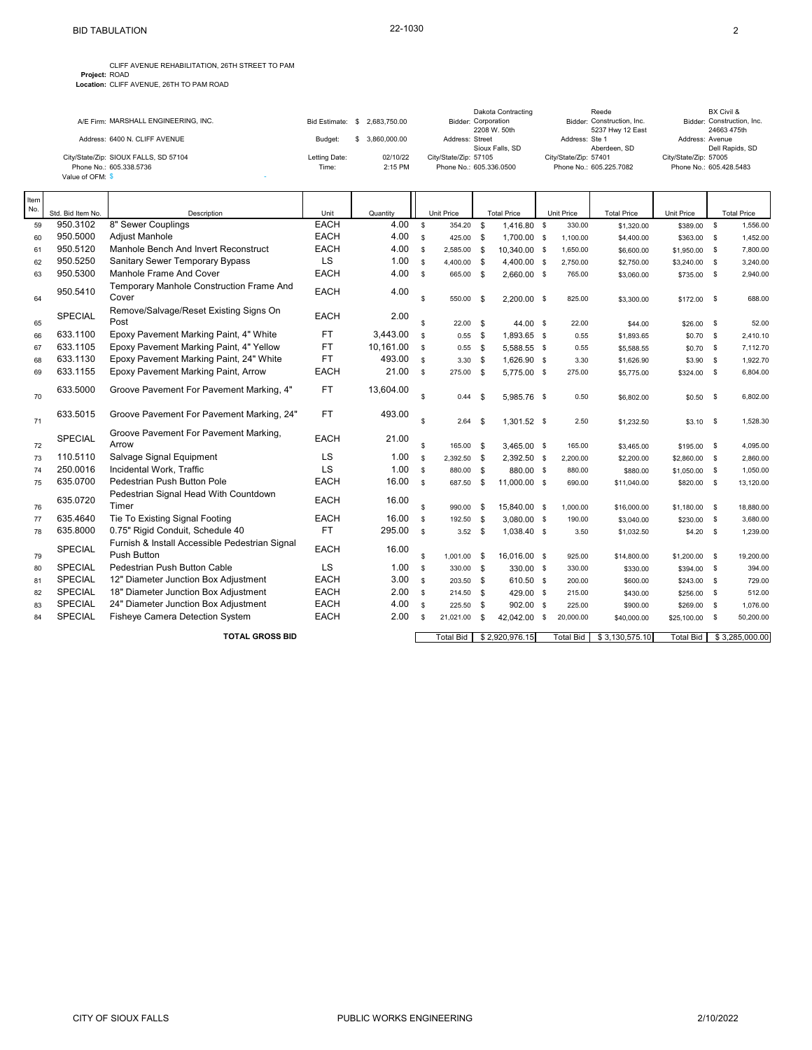BID TABULATION

22-1030

**Project:** CLIFF AVENUE REHABILITATION, 26TH STREET TO PAM ROAD
**Location:** CLIFF AVENUE, 26TH TO PAM ROAD

| | | | | | |
|---|---|---|---|---|---|
| A/E Firm: MARSHALL ENGINEERING, INC. | Bid Estimate: $ 2,683,750.00 | Bidder: Dakota Contracting Corporation | Bidder: Reede Construction, Inc. | Bidder: BX Civil & Construction, Inc. |
| Address: 6400 N. CLIFF AVENUE | Budget: $ 3,860,000.00 | Address: 2208 W. 50th Street | Address: 5237 Hwy 12 East Ste 1 | Address: 24663 475th Avenue |
| City/State/Zip: SIOUX FALLS, SD 57104 | Letting Date: 02/10/22 | City/State/Zip: Sioux Falls, SD 57105 | City/State/Zip: Aberdeen, SD 57401 | City/State/Zip: Dell Rapids, SD 57005 |
| Phone No.: 605.338.5736 | Time: 2:15 PM | Phone No.: 605.336.0500 | Phone No.: 605.225.7082 | Phone No.: 605.428.5483 |
| Value of OFM: $ - | | | | |

| Item No. | Std. Bid Item No. | Description | Unit | Quantity | Unit Price | Total Price | Unit Price | Total Price | Unit Price | Total Price |
|---|---|---|---|---|---|---|---|---|---|---|
| 59 | 950.3102 | 8" Sewer Couplings | EACH | 4.00 | $ 354.20 | $ 1,416.80 | $ 330.00 | $1,320.00 | $389.00 | $ 1,556.00 |
| 60 | 950.5000 | Adjust Manhole | EACH | 4.00 | $ 425.00 | $ 1,700.00 | $ 1,100.00 | $4,400.00 | $363.00 | $ 1,452.00 |
| 61 | 950.5120 | Manhole Bench And Invert Reconstruct | EACH | 4.00 | $ 2,585.00 | $ 10,340.00 | $ 1,650.00 | $6,600.00 | $1,950.00 | $ 7,800.00 |
| 62 | 950.5250 | Sanitary Sewer Temporary Bypass | LS | 1.00 | $ 4,400.00 | $ 4,400.00 | $ 2,750.00 | $2,750.00 | $3,240.00 | $ 3,240.00 |
| 63 | 950.5300 | Manhole Frame And Cover | EACH | 4.00 | $ 665.00 | $ 2,660.00 | $ 765.00 | $3,060.00 | $735.00 | $ 2,940.00 |
| 64 | 950.5410 | Temporary Manhole Construction Frame And Cover | EACH | 4.00 | $ 550.00 | $ 2,200.00 | $ 825.00 | $3,300.00 | $172.00 | $ 688.00 |
| 65 | SPECIAL | Remove/Salvage/Reset Existing Signs On Post | EACH | 2.00 | $ 22.00 | $ 44.00 | $ 22.00 | $44.00 | $26.00 | $ 52.00 |
| 66 | 633.1100 | Epoxy Pavement Marking Paint, 4" White | FT | 3,443.00 | $ 0.55 | $ 1,893.65 | $ 0.55 | $1,893.65 | $0.70 | $ 2,410.10 |
| 67 | 633.1105 | Epoxy Pavement Marking Paint, 4" Yellow | FT | 10,161.00 | $ 0.55 | $ 5,588.55 | $ 0.55 | $5,588.55 | $0.70 | $ 7,112.70 |
| 68 | 633.1130 | Epoxy Pavement Marking Paint, 24" White | FT | 493.00 | $ 3.30 | $ 1,626.90 | $ 3.30 | $1,626.90 | $3.90 | $ 1,922.70 |
| 69 | 633.1155 | Epoxy Pavement Marking Paint, Arrow | EACH | 21.00 | $ 275.00 | $ 5,775.00 | $ 275.00 | $5,775.00 | $324.00 | $ 6,804.00 |
| 70 | 633.5000 | Groove Pavement For Pavement Marking, 4" | FT | 13,604.00 | $ 0.44 | $ 5,985.76 | $ 0.50 | $6,802.00 | $0.50 | $ 6,802.00 |
| 71 | 633.5015 | Groove Pavement For Pavement Marking, 24" | FT | 493.00 | $ 2.64 | $ 1,301.52 | $ 2.50 | $1,232.50 | $3.10 | $ 1,528.30 |
| 72 | SPECIAL | Groove Pavement For Pavement Marking, Arrow | EACH | 21.00 | $ 165.00 | $ 3,465.00 | $ 165.00 | $3,465.00 | $195.00 | $ 4,095.00 |
| 73 | 110.5110 | Salvage Signal Equipment | LS | 1.00 | $ 2,392.50 | $ 2,392.50 | $ 2,200.00 | $2,200.00 | $2,860.00 | $ 2,860.00 |
| 74 | 250.0016 | Incidental Work, Traffic | LS | 1.00 | $ 880.00 | $ 880.00 | $ 880.00 | $880.00 | $1,050.00 | $ 1,050.00 |
| 75 | 635.0700 | Pedestrian Push Button Pole | EACH | 16.00 | $ 687.50 | $ 11,000.00 | $ 690.00 | $11,040.00 | $820.00 | $ 13,120.00 |
| 76 | 635.0720 | Pedestrian Signal Head With Countdown Timer | EACH | 16.00 | $ 990.00 | $ 15,840.00 | $ 1,000.00 | $16,000.00 | $1,180.00 | $ 18,880.00 |
| 77 | 635.4640 | Tie To Existing Signal Footing | EACH | 16.00 | $ 192.50 | $ 3,080.00 | $ 190.00 | $3,040.00 | $230.00 | $ 3,680.00 |
| 78 | 635.8000 | 0.75" Rigid Conduit, Schedule 40 | FT | 295.00 | $ 3.52 | $ 1,038.40 | $ 3.50 | $1,032.50 | $4.20 | $ 1,239.00 |
| 79 | SPECIAL | Furnish & Install Accessible Pedestrian Signal Push Button | EACH | 16.00 | $ 1,001.00 | $ 16,016.00 | $ 925.00 | $14,800.00 | $1,200.00 | $ 19,200.00 |
| 80 | SPECIAL | Pedestrian Push Button Cable | LS | 1.00 | $ 330.00 | $ 330.00 | $ 330.00 | $330.00 | $394.00 | $ 394.00 |
| 81 | SPECIAL | 12" Diameter Junction Box Adjustment | EACH | 3.00 | $ 203.50 | $ 610.50 | $ 200.00 | $600.00 | $243.00 | $ 729.00 |
| 82 | SPECIAL | 18" Diameter Junction Box Adjustment | EACH | 2.00 | $ 214.50 | $ 429.00 | $ 215.00 | $430.00 | $256.00 | $ 512.00 |
| 83 | SPECIAL | 24" Diameter Junction Box Adjustment | EACH | 4.00 | $ 225.50 | $ 902.00 | $ 225.00 | $900.00 | $269.00 | $ 1,076.00 |
| 84 | SPECIAL | Fisheye Camera Detection System | EACH | 2.00 | $ 21,021.00 | $ 42,042.00 | $ 20,000.00 | $40,000.00 | $25,100.00 | $ 50,200.00 |
| | | **TOTAL GROSS BID** | | | Total Bid | $ 2,920,976.15 | Total Bid | $ 3,130,575.10 | Total Bid | $ 3,285,000.00 |

CITY OF SIOUX FALLS | PUBLIC WORKS ENGINEERING | 2/10/2022